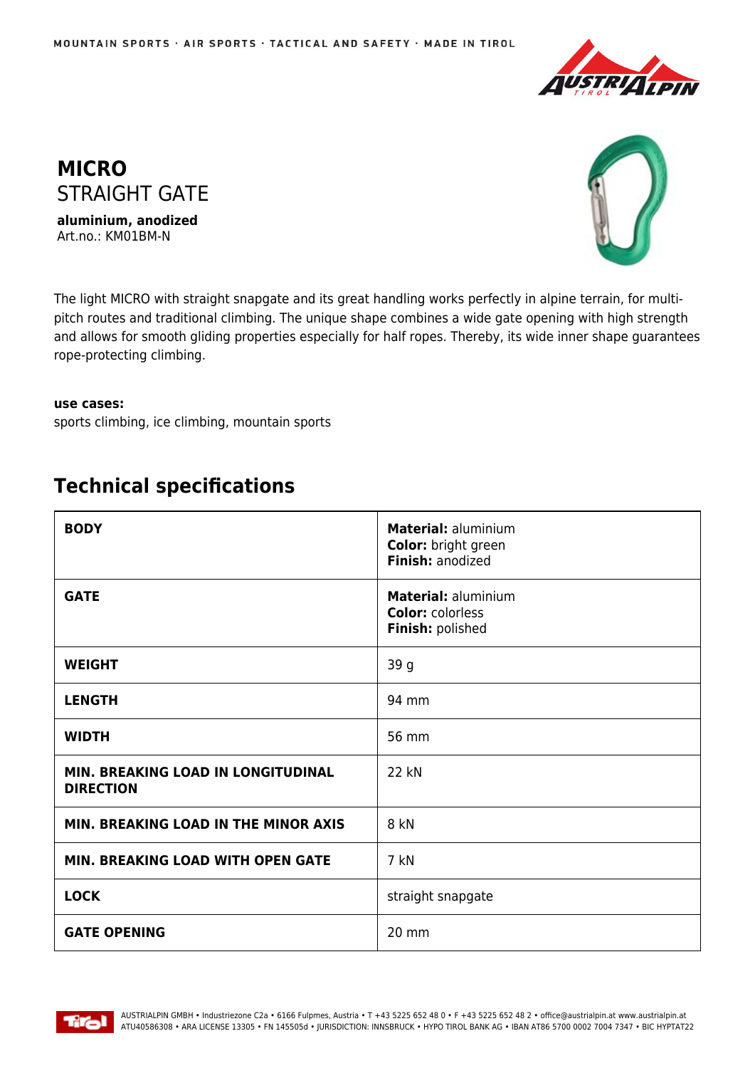MOUNTAIN SPORTS · AIR SPORTS · TACTICAL AND SAFETY · MADE IN TIROL

# MICRO
## STRAIGHT GATE

**aluminium, anodized**
Art.no.: KM01BM-N

The light MICRO with straight snapgate and its great handling works perfectly in alpine terrain, for multi-pitch routes and traditional climbing. The unique shape combines a wide gate opening with high strength and allows for smooth gliding properties especially for half ropes. Thereby, its wide inner shape guarantees rope-protecting climbing.

**use cases:**
sports climbing, ice climbing, mountain sports

## Technical specifications

| | |
|---|---|
| **BODY** | **Material:** aluminium<br>**Color:** bright green<br>**Finish:** anodized |
| **GATE** | **Material:** aluminium<br>**Color:** colorless<br>**Finish:** polished |
| **WEIGHT** | 39 g |
| **LENGTH** | 94 mm |
| **WIDTH** | 56 mm |
| **MIN. BREAKING LOAD IN LONGITUDINAL DIRECTION** | 22 kN |
| **MIN. BREAKING LOAD IN THE MINOR AXIS** | 8 kN |
| **MIN. BREAKING LOAD WITH OPEN GATE** | 7 kN |
| **LOCK** | straight snapgate |
| **GATE OPENING** | 20 mm |

AUSTRIALPIN GMBH • Industriezone C2a • 6166 Fulpmes, Austria • T +43 5225 652 48 0 • F +43 5225 652 48 2 • office@austrialpin.at www.austrialpin.at
ATU40586308 • ARA LICENSE 13305 • FN 145505d • JURISDICTION: INNSBRUCK • HYPO TIROL BANK AG • IBAN AT86 5700 0002 7004 7347 • BIC HYPTAT22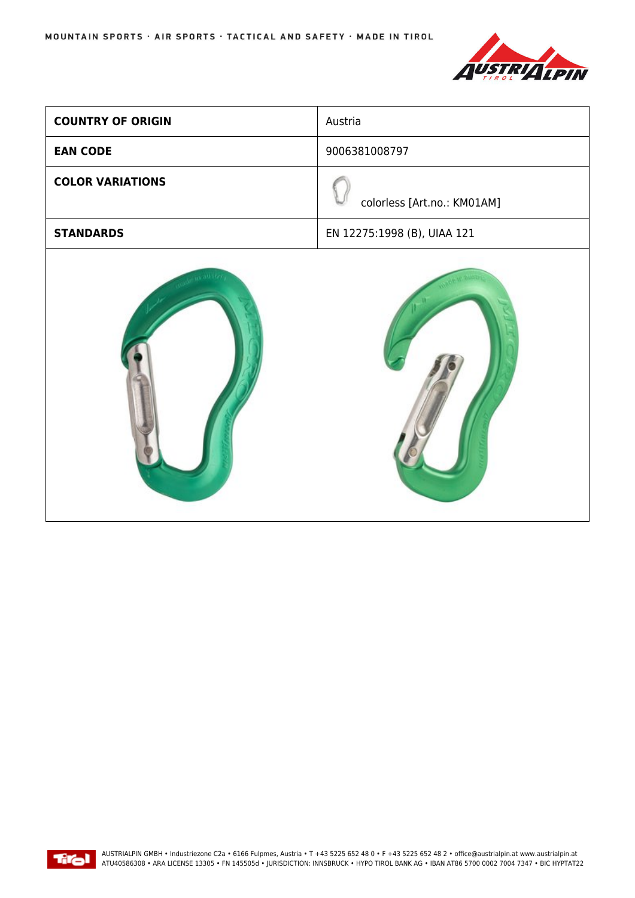| | |
|---|---|
| **COUNTRY OF ORIGIN** | Austria |
| **EAN CODE** | 9006381008797 |
| **COLOR VARIATIONS** | colorless [Art.no.: KM01AM] |
| **STANDARDS** | EN 12275:1998 (B), UIAA 121 |